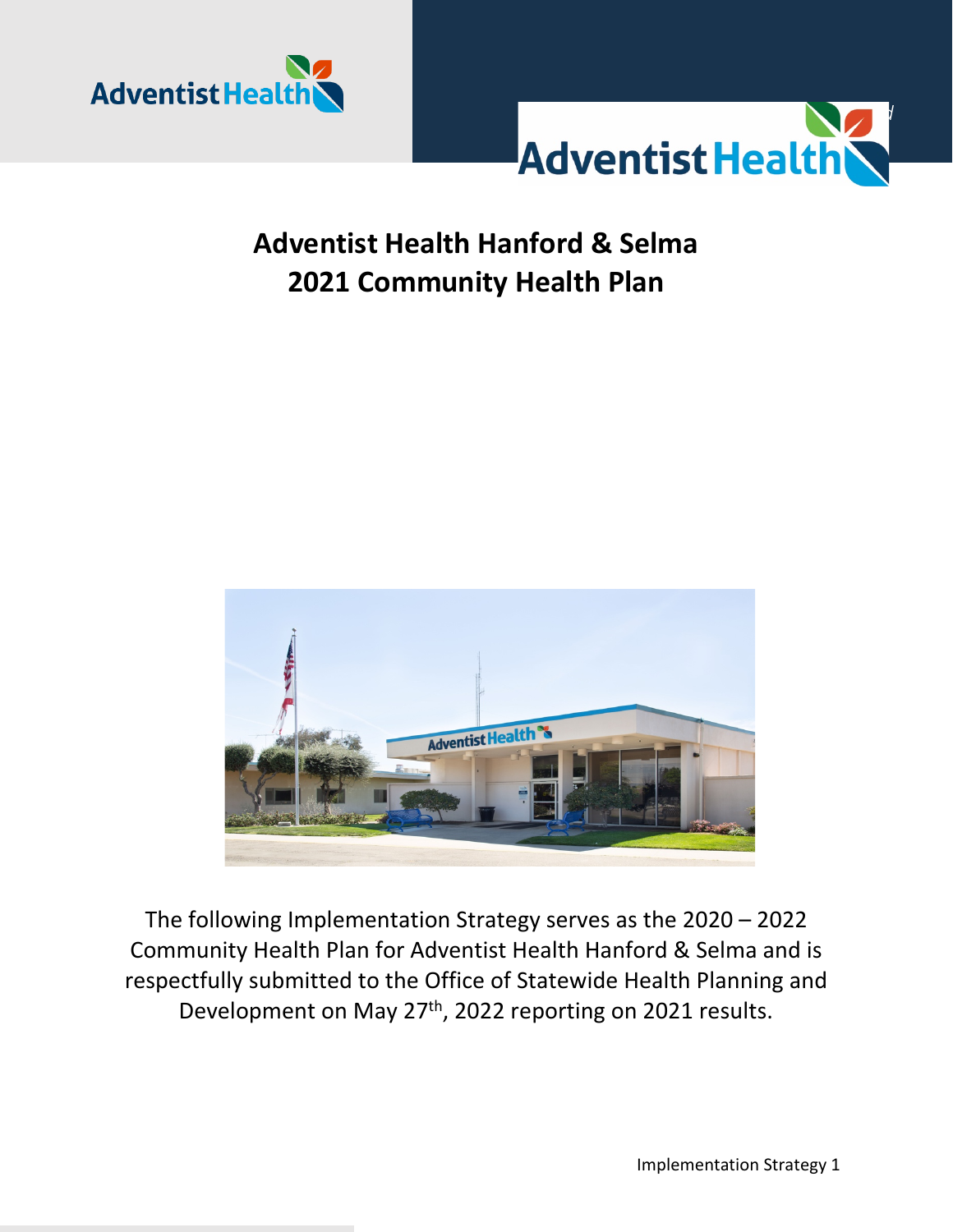# Adventist Health Hanford & Selma
# 2021 Community Health Plan

The following Implementation Strategy serves as the 2020 – 2022 Community Health Plan for Adventist Health Hanford & Selma and is respectfully submitted to the Office of Statewide Health Planning and Development on May 27th, 2022 reporting on 2021 results.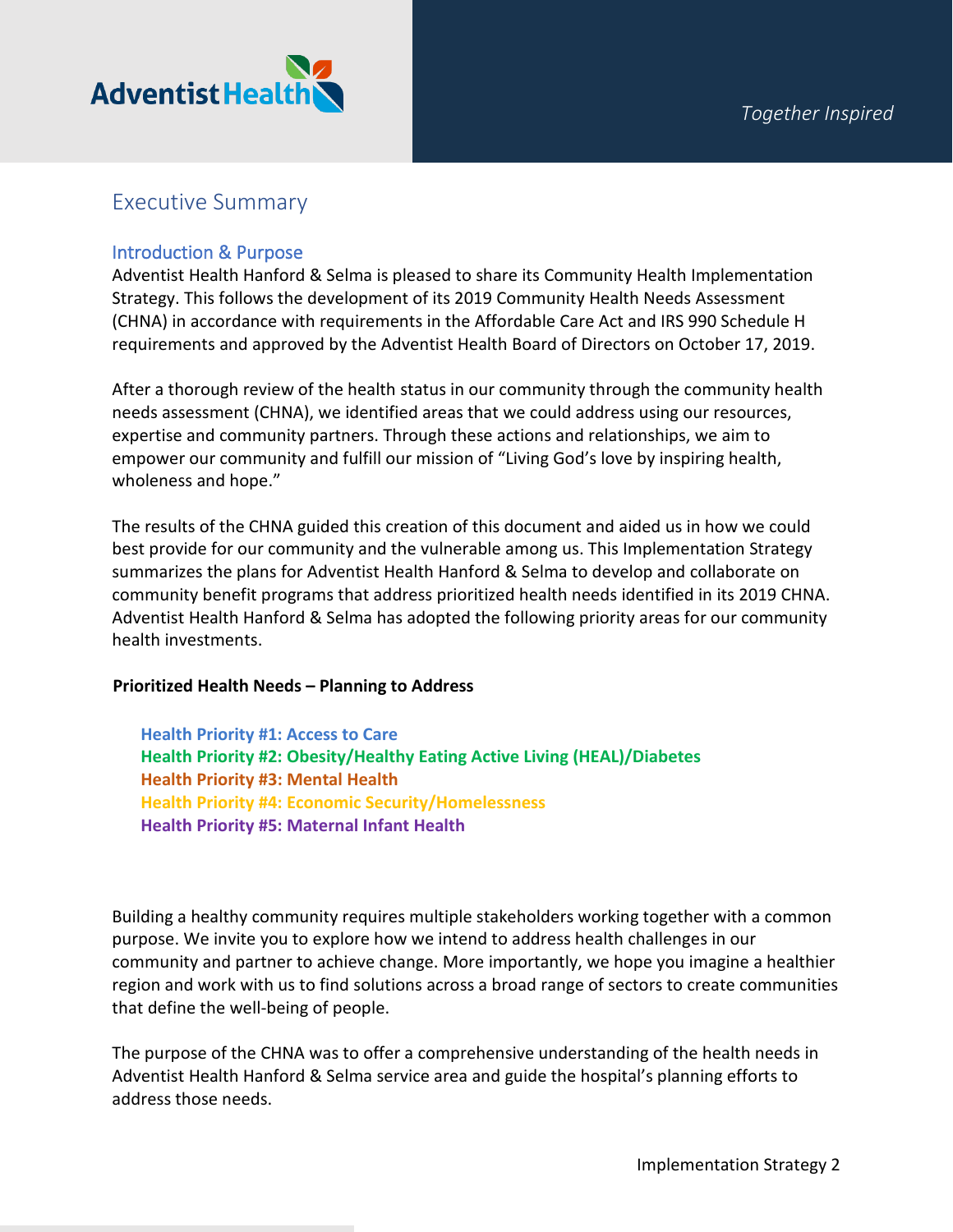# Executive Summary

## Introduction & Purpose

Adventist Health Hanford & Selma is pleased to share its Community Health Implementation Strategy. This follows the development of its 2019 Community Health Needs Assessment (CHNA) in accordance with requirements in the Affordable Care Act and IRS 990 Schedule H requirements and approved by the Adventist Health Board of Directors on October 17, 2019.

After a thorough review of the health status in our community through the community health needs assessment (CHNA), we identified areas that we could address using our resources, expertise and community partners. Through these actions and relationships, we aim to empower our community and fulfill our mission of "Living God's love by inspiring health, wholeness and hope."

The results of the CHNA guided this creation of this document and aided us in how we could best provide for our community and the vulnerable among us. This Implementation Strategy summarizes the plans for Adventist Health Hanford & Selma to develop and collaborate on community benefit programs that address prioritized health needs identified in its 2019 CHNA. Adventist Health Hanford & Selma has adopted the following priority areas for our community health investments.

**Prioritized Health Needs – Planning to Address**

**Health Priority #1: Access to Care**
**Health Priority #2: Obesity/Healthy Eating Active Living (HEAL)/Diabetes**
**Health Priority #3: Mental Health**
**Health Priority #4: Economic Security/Homelessness**
**Health Priority #5: Maternal Infant Health**

Building a healthy community requires multiple stakeholders working together with a common purpose. We invite you to explore how we intend to address health challenges in our community and partner to achieve change. More importantly, we hope you imagine a healthier region and work with us to find solutions across a broad range of sectors to create communities that define the well-being of people.

The purpose of the CHNA was to offer a comprehensive understanding of the health needs in Adventist Health Hanford & Selma service area and guide the hospital's planning efforts to address those needs.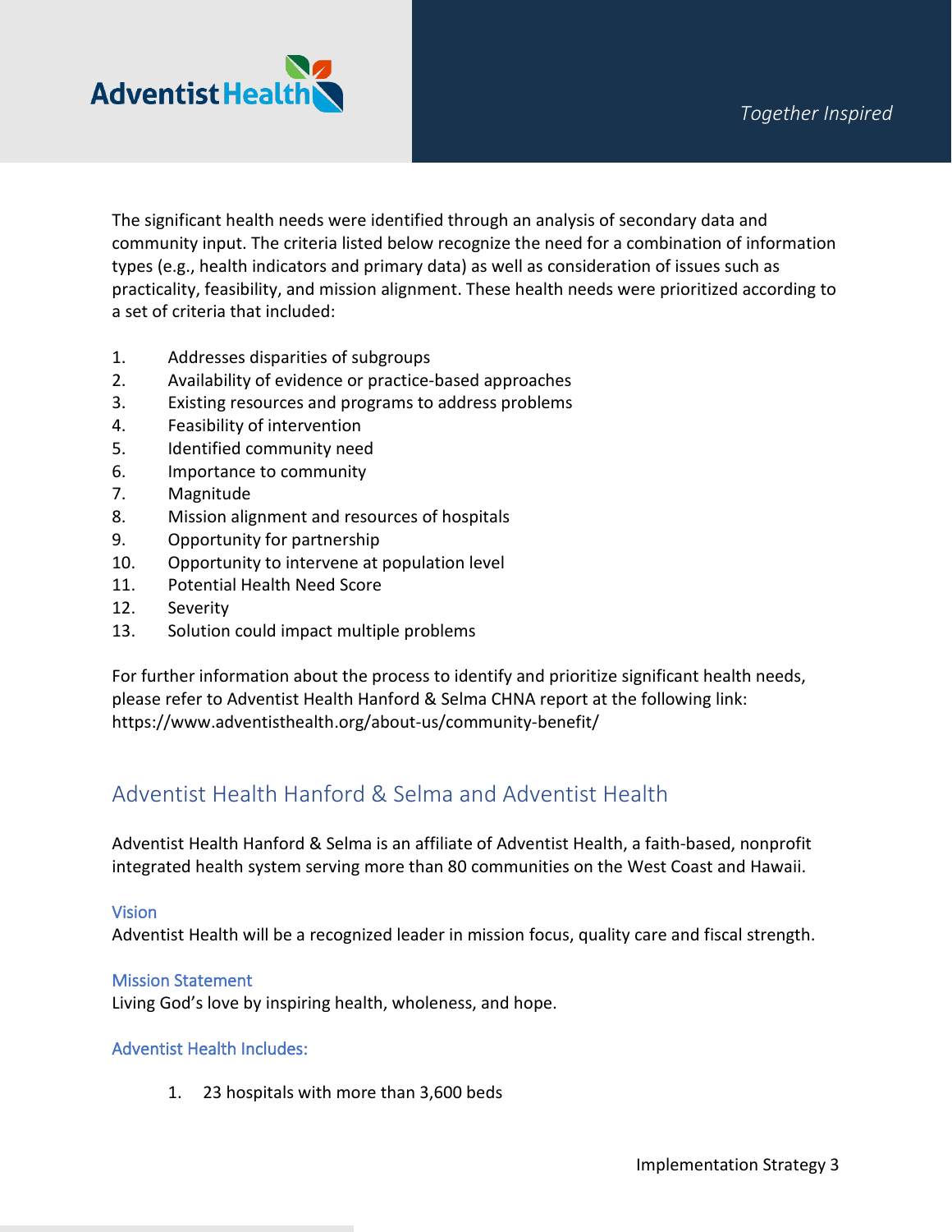The significant health needs were identified through an analysis of secondary data and community input. The criteria listed below recognize the need for a combination of information types (e.g., health indicators and primary data) as well as consideration of issues such as practicality, feasibility, and mission alignment. These health needs were prioritized according to a set of criteria that included:

1. Addresses disparities of subgroups
2. Availability of evidence or practice-based approaches
3. Existing resources and programs to address problems
4. Feasibility of intervention
5. Identified community need
6. Importance to community
7. Magnitude
8. Mission alignment and resources of hospitals
9. Opportunity for partnership
10. Opportunity to intervene at population level
11. Potential Health Need Score
12. Severity
13. Solution could impact multiple problems

For further information about the process to identify and prioritize significant health needs, please refer to Adventist Health Hanford & Selma CHNA report at the following link: https://www.adventisthealth.org/about-us/community-benefit/

## Adventist Health Hanford & Selma and Adventist Health

Adventist Health Hanford & Selma is an affiliate of Adventist Health, a faith-based, nonprofit integrated health system serving more than 80 communities on the West Coast and Hawaii.

### Vision

Adventist Health will be a recognized leader in mission focus, quality care and fiscal strength.

### Mission Statement

Living God's love by inspiring health, wholeness, and hope.

### Adventist Health Includes:

1. 23 hospitals with more than 3,600 beds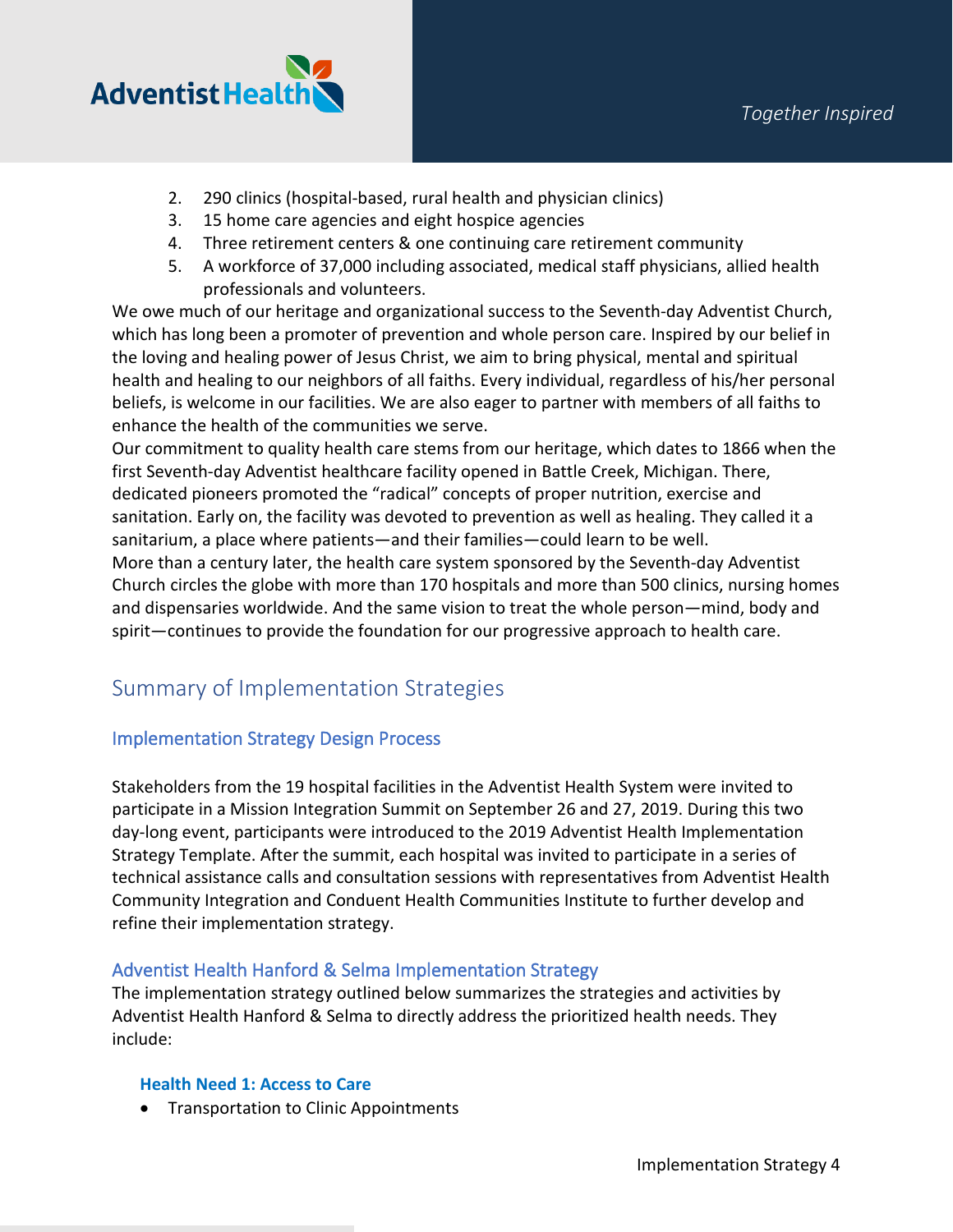2. 290 clinics (hospital-based, rural health and physician clinics)
3. 15 home care agencies and eight hospice agencies
4. Three retirement centers & one continuing care retirement community
5. A workforce of 37,000 including associated, medical staff physicians, allied health professionals and volunteers.

We owe much of our heritage and organizational success to the Seventh-day Adventist Church, which has long been a promoter of prevention and whole person care. Inspired by our belief in the loving and healing power of Jesus Christ, we aim to bring physical, mental and spiritual health and healing to our neighbors of all faiths. Every individual, regardless of his/her personal beliefs, is welcome in our facilities. We are also eager to partner with members of all faiths to enhance the health of the communities we serve.

Our commitment to quality health care stems from our heritage, which dates to 1866 when the first Seventh-day Adventist healthcare facility opened in Battle Creek, Michigan. There, dedicated pioneers promoted the "radical" concepts of proper nutrition, exercise and sanitation. Early on, the facility was devoted to prevention as well as healing. They called it a sanitarium, a place where patients—and their families—could learn to be well.

More than a century later, the health care system sponsored by the Seventh-day Adventist Church circles the globe with more than 170 hospitals and more than 500 clinics, nursing homes and dispensaries worldwide. And the same vision to treat the whole person—mind, body and spirit—continues to provide the foundation for our progressive approach to health care.

## Summary of Implementation Strategies

### Implementation Strategy Design Process

Stakeholders from the 19 hospital facilities in the Adventist Health System were invited to participate in a Mission Integration Summit on September 26 and 27, 2019. During this two day-long event, participants were introduced to the 2019 Adventist Health Implementation Strategy Template. After the summit, each hospital was invited to participate in a series of technical assistance calls and consultation sessions with representatives from Adventist Health Community Integration and Conduent Health Communities Institute to further develop and refine their implementation strategy.

### Adventist Health Hanford & Selma Implementation Strategy

The implementation strategy outlined below summarizes the strategies and activities by Adventist Health Hanford & Selma to directly address the prioritized health needs. They include:

#### Health Need 1: Access to Care

- Transportation to Clinic Appointments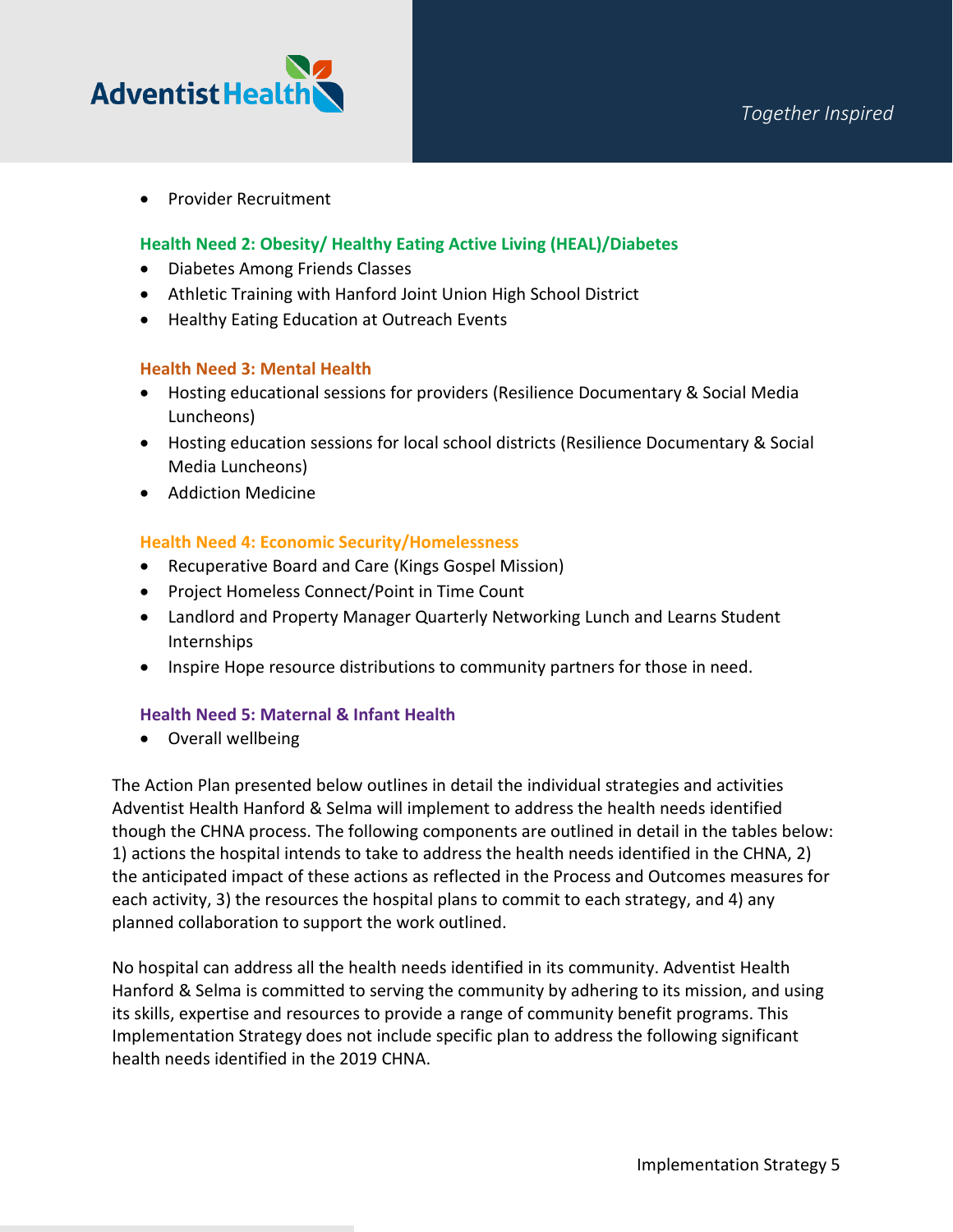- Provider Recruitment

**Health Need 2: Obesity/ Healthy Eating Active Living (HEAL)/Diabetes**

- Diabetes Among Friends Classes
- Athletic Training with Hanford Joint Union High School District
- Healthy Eating Education at Outreach Events

**Health Need 3: Mental Health**

- Hosting educational sessions for providers (Resilience Documentary & Social Media Luncheons)
- Hosting education sessions for local school districts (Resilience Documentary & Social Media Luncheons)
- Addiction Medicine

**Health Need 4: Economic Security/Homelessness**

- Recuperative Board and Care (Kings Gospel Mission)
- Project Homeless Connect/Point in Time Count
- Landlord and Property Manager Quarterly Networking Lunch and Learns Student Internships
- Inspire Hope resource distributions to community partners for those in need.

**Health Need 5: Maternal & Infant Health**

- Overall wellbeing

The Action Plan presented below outlines in detail the individual strategies and activities Adventist Health Hanford & Selma will implement to address the health needs identified though the CHNA process. The following components are outlined in detail in the tables below: 1) actions the hospital intends to take to address the health needs identified in the CHNA, 2) the anticipated impact of these actions as reflected in the Process and Outcomes measures for each activity, 3) the resources the hospital plans to commit to each strategy, and 4) any planned collaboration to support the work outlined.

No hospital can address all the health needs identified in its community. Adventist Health Hanford & Selma is committed to serving the community by adhering to its mission, and using its skills, expertise and resources to provide a range of community benefit programs. This Implementation Strategy does not include specific plan to address the following significant health needs identified in the 2019 CHNA.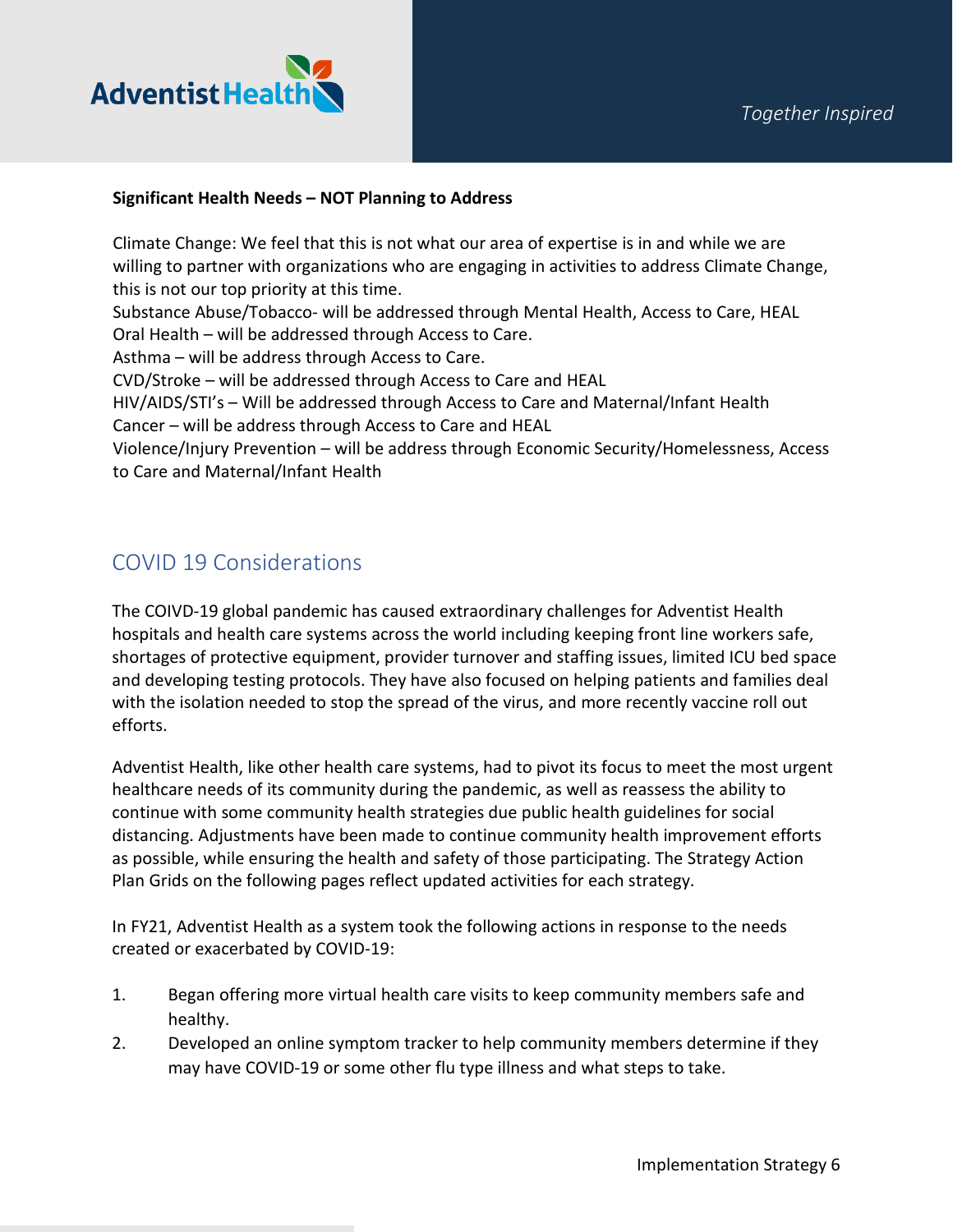**Significant Health Needs – NOT Planning to Address**

Climate Change: We feel that this is not what our area of expertise is in and while we are willing to partner with organizations who are engaging in activities to address Climate Change, this is not our top priority at this time.
Substance Abuse/Tobacco- will be addressed through Mental Health, Access to Care, HEAL
Oral Health – will be addressed through Access to Care.
Asthma – will be address through Access to Care.
CVD/Stroke – will be addressed through Access to Care and HEAL
HIV/AIDS/STI's – Will be addressed through Access to Care and Maternal/Infant Health
Cancer – will be address through Access to Care and HEAL
Violence/Injury Prevention – will be address through Economic Security/Homelessness, Access to Care and Maternal/Infant Health

## COVID 19 Considerations

The COIVD-19 global pandemic has caused extraordinary challenges for Adventist Health hospitals and health care systems across the world including keeping front line workers safe, shortages of protective equipment, provider turnover and staffing issues, limited ICU bed space and developing testing protocols. They have also focused on helping patients and families deal with the isolation needed to stop the spread of the virus, and more recently vaccine roll out efforts.

Adventist Health, like other health care systems, had to pivot its focus to meet the most urgent healthcare needs of its community during the pandemic, as well as reassess the ability to continue with some community health strategies due public health guidelines for social distancing. Adjustments have been made to continue community health improvement efforts as possible, while ensuring the health and safety of those participating. The Strategy Action Plan Grids on the following pages reflect updated activities for each strategy.

In FY21, Adventist Health as a system took the following actions in response to the needs created or exacerbated by COVID-19:

1. Began offering more virtual health care visits to keep community members safe and healthy.
2. Developed an online symptom tracker to help community members determine if they may have COVID-19 or some other flu type illness and what steps to take.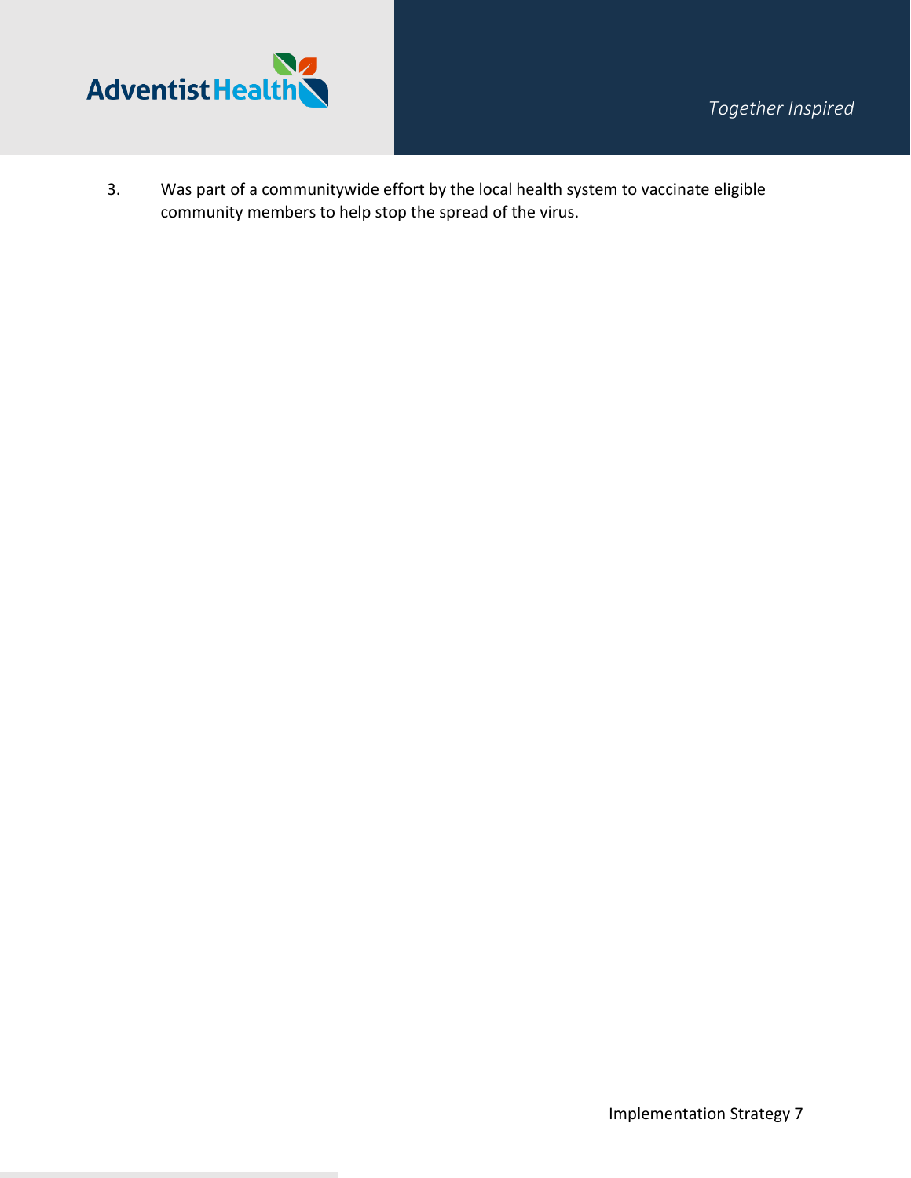3. Was part of a communitywide effort by the local health system to vaccinate eligible community members to help stop the spread of the virus.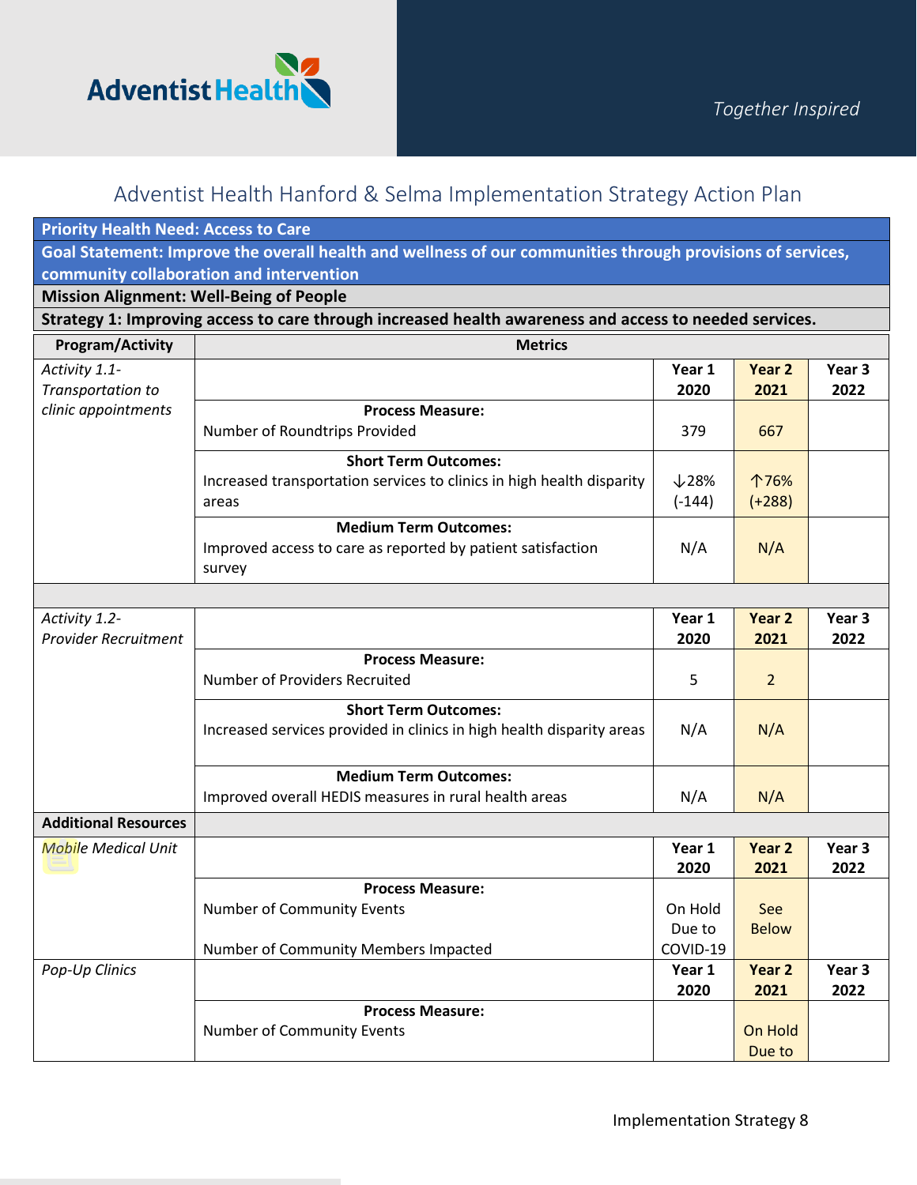# Adventist Health Hanford & Selma Implementation Strategy Action Plan

**Priority Health Need: Access to Care**

**Goal Statement: Improve the overall health and wellness of our communities through provisions of services, community collaboration and intervention**

**Mission Alignment: Well-Being of People**

**Strategy 1: Improving access to care through increased health awareness and access to needed services.**

| Program/Activity | Metrics | Year 1 2020 | Year 2 2021 | Year 3 2022 |
|---|---|---|---|---|
| *Activity 1.1- Transportation to clinic appointments* | | **Year 1 2020** | **Year 2 2021** | **Year 3 2022** |
| | **Process Measure:** Number of Roundtrips Provided | 379 | 667 | |
| | **Short Term Outcomes:** Increased transportation services to clinics in high health disparity areas | ↓28% (-144) | ↑76% (+288) | |
| | **Medium Term Outcomes:** Improved access to care as reported by patient satisfaction survey | N/A | N/A | |
| *Activity 1.2- Provider Recruitment* | | **Year 1 2020** | **Year 2 2021** | **Year 3 2022** |
| | **Process Measure:** Number of Providers Recruited | 5 | 2 | |
| | **Short Term Outcomes:** Increased services provided in clinics in high health disparity areas | N/A | N/A | |
| | **Medium Term Outcomes:** Improved overall HEDIS measures in rural health areas | N/A | N/A | |
| **Additional Resources** | | | | |
| *Mobile Medical Unit* | | **Year 1 2020** | **Year 2 2021** | **Year 3 2022** |
| | **Process Measure:** Number of Community Events<br><br>Number of Community Members Impacted | On Hold Due to COVID-19 | See Below | |
| *Pop-Up Clinics* | | **Year 1 2020** | **Year 2 2021** | **Year 3 2022** |
| | **Process Measure:** Number of Community Events | | On Hold Due to | |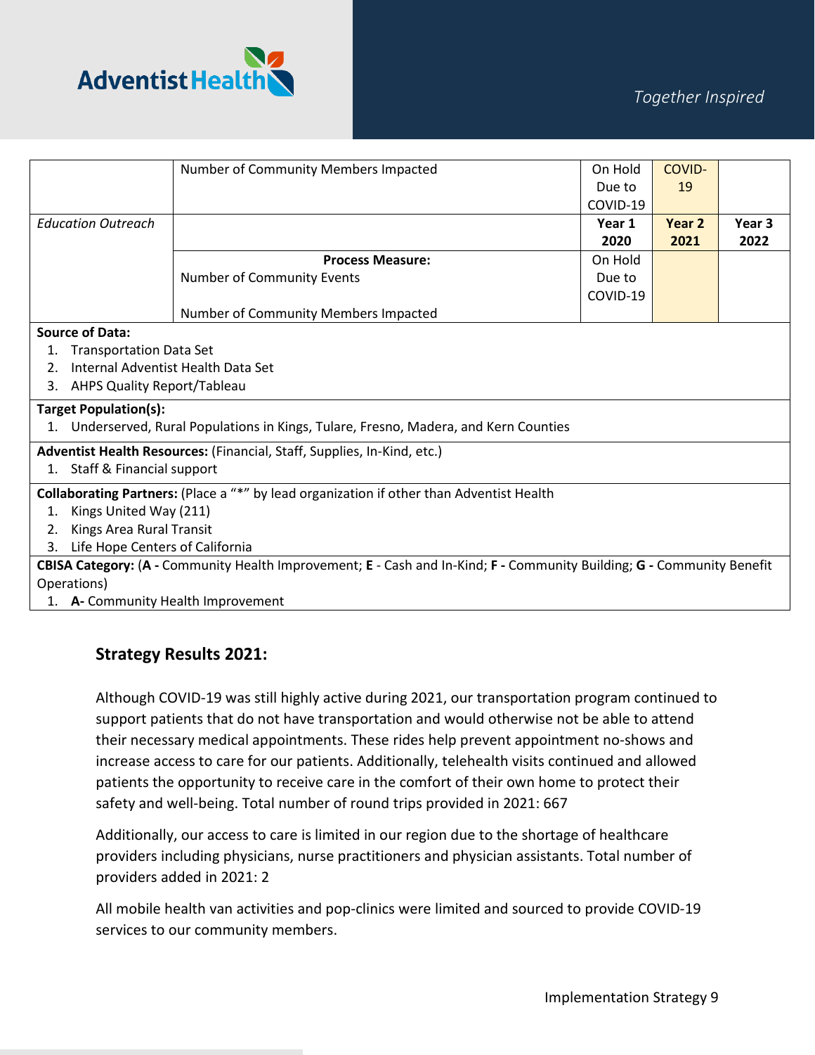| | | | | |
|---|---|---|---|---|
| | Number of Community Members Impacted | On Hold Due to COVID-19 | COVID-19 | |
| *Education Outreach* | | **Year 1 2020** | **Year 2 2021** | **Year 3 2022** |
| | **Process Measure:**<br>Number of Community Events<br><br>Number of Community Members Impacted | On Hold Due to COVID-19 | | |

**Source of Data:**
1. Transportation Data Set
2. Internal Adventist Health Data Set
3. AHPS Quality Report/Tableau

**Target Population(s):**
1. Underserved, Rural Populations in Kings, Tulare, Fresno, Madera, and Kern Counties

**Adventist Health Resources:** (Financial, Staff, Supplies, In-Kind, etc.)
1. Staff & Financial support

**Collaborating Partners:** (Place a "*" by lead organization if other than Adventist Health
1. Kings United Way (211)
2. Kings Area Rural Transit
3. Life Hope Centers of California

**CBISA Category:** (**A -** Community Health Improvement; **E** - Cash and In-Kind; **F -** Community Building; **G -** Community Benefit Operations)
1. **A-** Community Health Improvement

### Strategy Results 2021:

Although COVID-19 was still highly active during 2021, our transportation program continued to support patients that do not have transportation and would otherwise not be able to attend their necessary medical appointments. These rides help prevent appointment no-shows and increase access to care for our patients. Additionally, telehealth visits continued and allowed patients the opportunity to receive care in the comfort of their own home to protect their safety and well-being. Total number of round trips provided in 2021: 667

Additionally, our access to care is limited in our region due to the shortage of healthcare providers including physicians, nurse practitioners and physician assistants. Total number of providers added in 2021: 2

All mobile health van activities and pop-clinics were limited and sourced to provide COVID-19 services to our community members.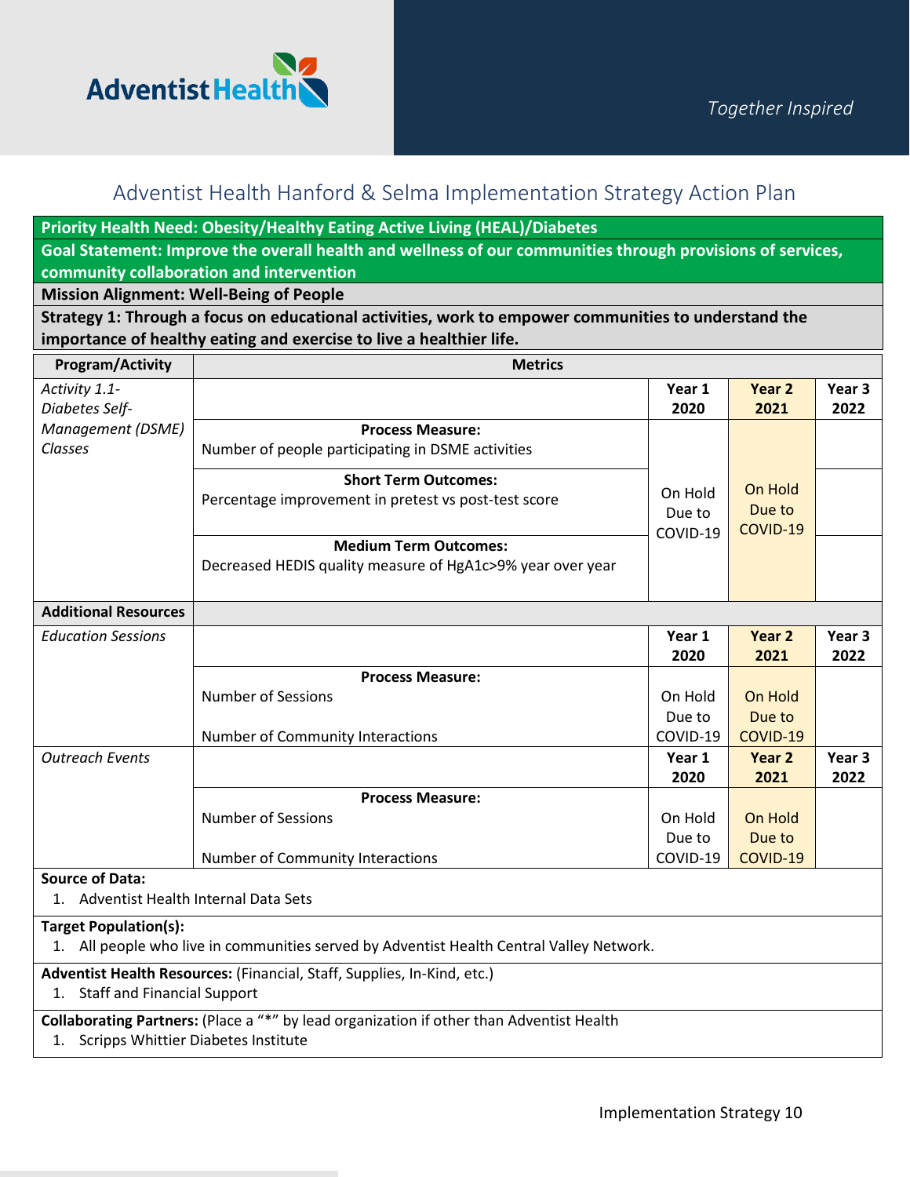# Adventist Health Hanford & Selma Implementation Strategy Action Plan

**Priority Health Need: Obesity/Healthy Eating Active Living (HEAL)/Diabetes**

**Goal Statement: Improve the overall health and wellness of our communities through provisions of services, community collaboration and intervention**

**Mission Alignment: Well-Being of People**

**Strategy 1: Through a focus on educational activities, work to empower communities to understand the importance of healthy eating and exercise to live a healthier life.**

| Program/Activity | Metrics | Year 1 2020 | Year 2 2021 | Year 3 2022 |
|---|---|---|---|---|
| *Activity 1.1- Diabetes Self-Management (DSME) Classes* | **Process Measure:** Number of people participating in DSME activities | On Hold Due to COVID-19 | On Hold Due to COVID-19 | |
| | **Short Term Outcomes:** Percentage improvement in pretest vs post-test score | | | |
| | **Medium Term Outcomes:** Decreased HEDIS quality measure of HgA1c>9% year over year | | | |
| **Additional Resources** | | | | |
| *Education Sessions* | **Process Measure:** Number of Sessions; Number of Community Interactions | On Hold Due to COVID-19 | On Hold Due to COVID-19 | |
| *Outreach Events* | **Process Measure:** Number of Sessions; Number of Community Interactions | On Hold Due to COVID-19 | On Hold Due to COVID-19 | |

**Source of Data:**
1. Adventist Health Internal Data Sets

**Target Population(s):**
1. All people who live in communities served by Adventist Health Central Valley Network.

**Adventist Health Resources:** (Financial, Staff, Supplies, In-Kind, etc.)
1. Staff and Financial Support

**Collaborating Partners:** (Place a "*" by lead organization if other than Adventist Health
1. Scripps Whittier Diabetes Institute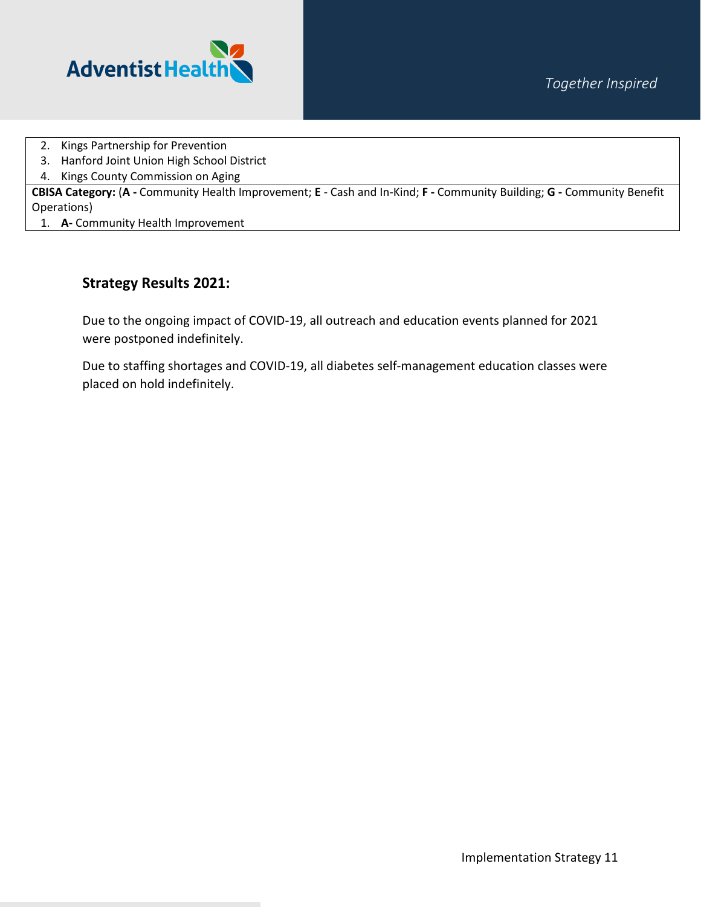2. Kings Partnership for Prevention
3. Hanford Joint Union High School District
4. Kings County Commission on Aging

**CBISA Category:** (**A -** Community Health Improvement; **E** - Cash and In-Kind; **F -** Community Building; **G -** Community Benefit Operations)

1. **A-** Community Health Improvement

### Strategy Results 2021:

Due to the ongoing impact of COVID-19, all outreach and education events planned for 2021 were postponed indefinitely.

Due to staffing shortages and COVID-19, all diabetes self-management education classes were placed on hold indefinitely.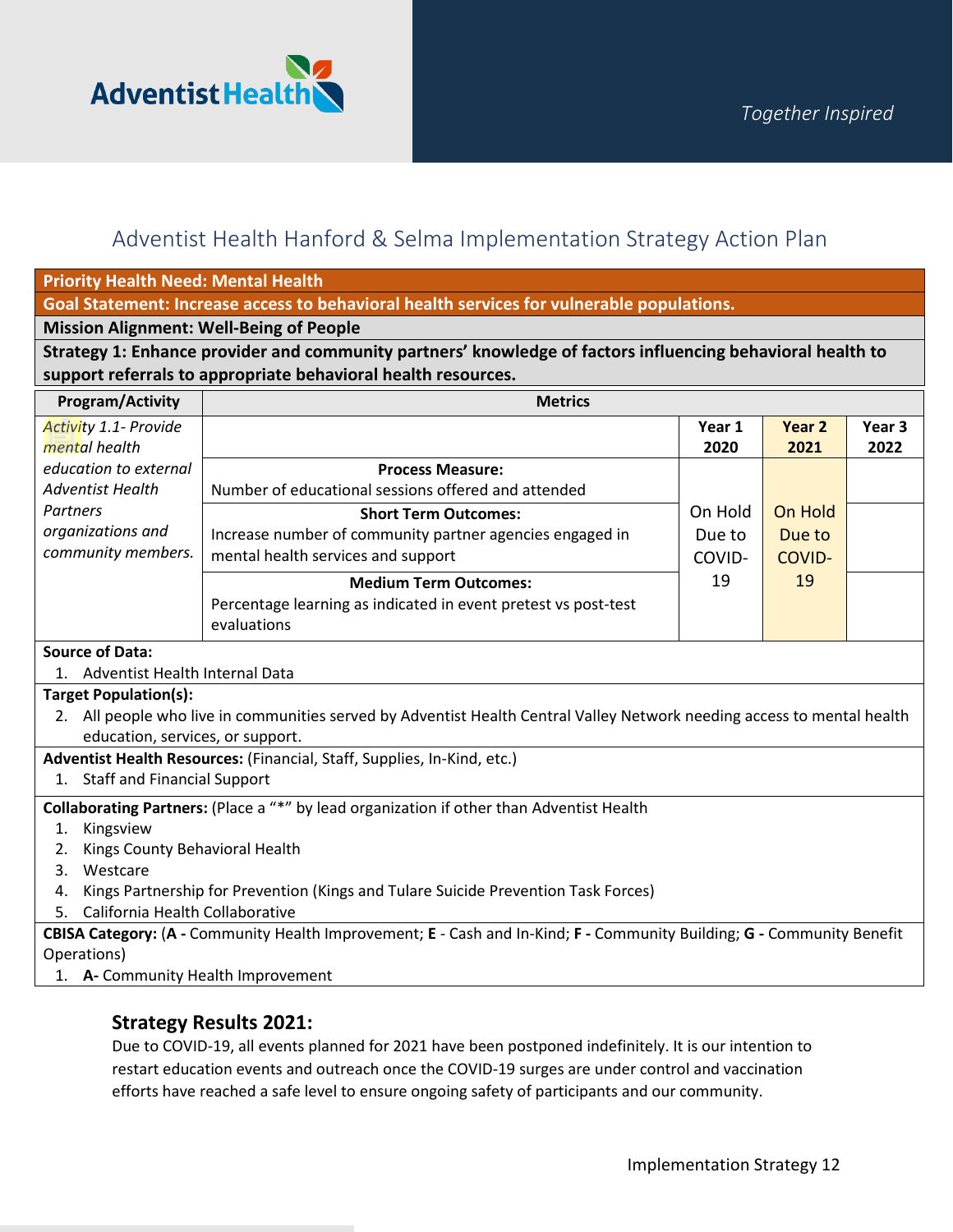# Adventist Health Hanford & Selma Implementation Strategy Action Plan

**Priority Health Need: Mental Health**

**Goal Statement: Increase access to behavioral health services for vulnerable populations.**

**Mission Alignment: Well-Being of People**

**Strategy 1: Enhance provider and community partners' knowledge of factors influencing behavioral health to support referrals to appropriate behavioral health resources.**

| Program/Activity | Metrics | Year 1 2020 | Year 2 2021 | Year 3 2022 |
|---|---|---|---|---|
| *Activity 1.1- Provide mental health education to external Adventist Health Partners organizations and community members.* | **Process Measure:** Number of educational sessions offered and attended | On Hold Due to COVID-19 | On Hold Due to COVID-19 | |
| | **Short Term Outcomes:** Increase number of community partner agencies engaged in mental health services and support | | | |
| | **Medium Term Outcomes:** Percentage learning as indicated in event pretest vs post-test evaluations | | | |

**Source of Data:**

1. Adventist Health Internal Data

**Target Population(s):**

2. All people who live in communities served by Adventist Health Central Valley Network needing access to mental health education, services, or support.

**Adventist Health Resources:** (Financial, Staff, Supplies, In-Kind, etc.)

1. Staff and Financial Support

**Collaborating Partners:** (Place a "*" by lead organization if other than Adventist Health

1. Kingsview
2. Kings County Behavioral Health
3. Westcare
4. Kings Partnership for Prevention (Kings and Tulare Suicide Prevention Task Forces)
5. California Health Collaborative

**CBISA Category:** (**A -** Community Health Improvement; **E** - Cash and In-Kind; **F -** Community Building; **G -** Community Benefit Operations)

1. **A-** Community Health Improvement

## Strategy Results 2021:

Due to COVID-19, all events planned for 2021 have been postponed indefinitely. It is our intention to restart education events and outreach once the COVID-19 surges are under control and vaccination efforts have reached a safe level to ensure ongoing safety of participants and our community.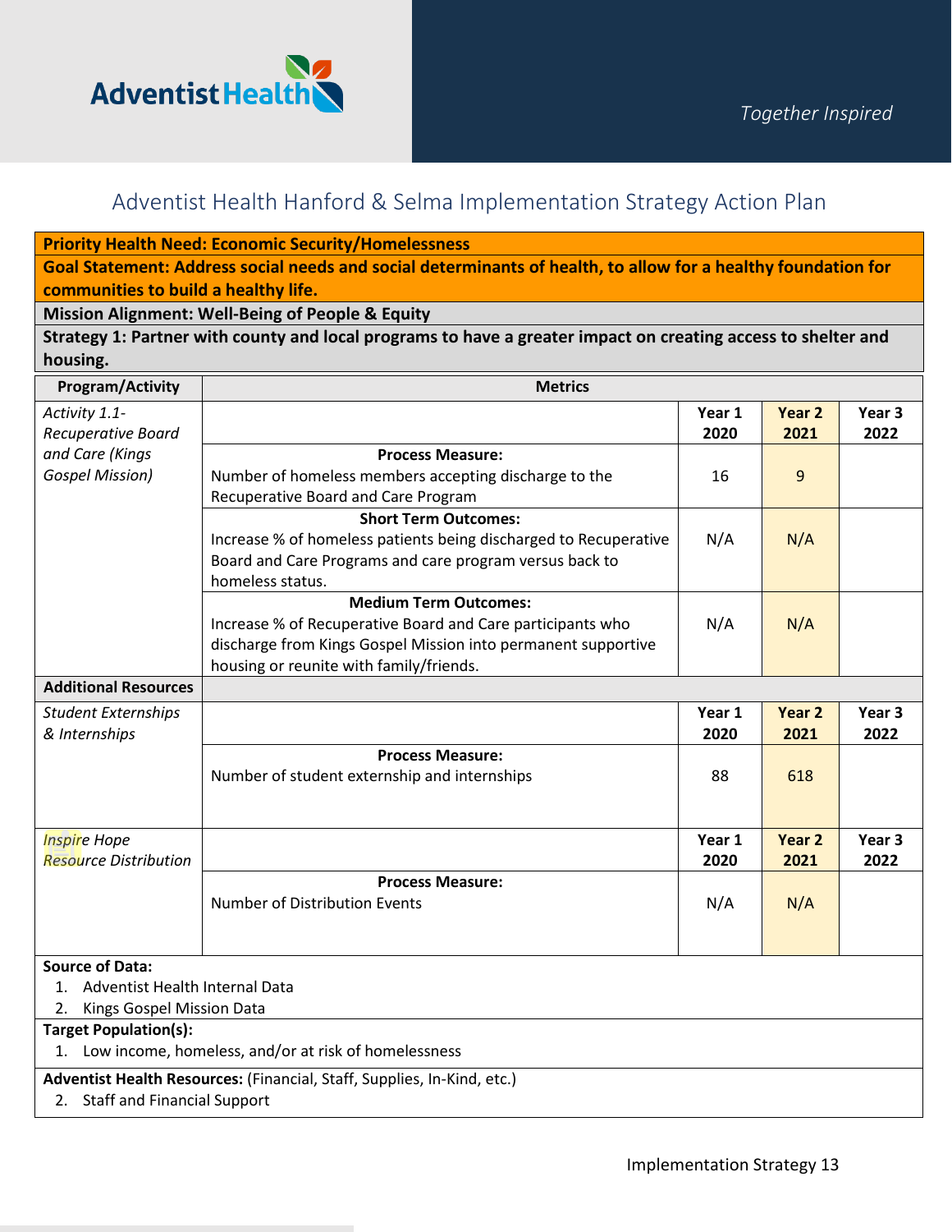# Adventist Health Hanford & Selma Implementation Strategy Action Plan

| **Priority Health Need: Economic Security/Homelessness** | | | | |
|---|---|---|---|---|
| **Goal Statement: Address social needs and social determinants of health, to allow for a healthy foundation for communities to build a healthy life.** | | | | |
| **Mission Alignment: Well-Being of People & Equity** | | | | |
| **Strategy 1: Partner with county and local programs to have a greater impact on creating access to shelter and housing.** | | | | |
| **Program/Activity** | **Metrics** | | | |
| *Activity 1.1- Recuperative Board and Care (Kings Gospel Mission)* | | **Year 1 2020** | **Year 2 2021** | **Year 3 2022** |
| | **Process Measure:** Number of homeless members accepting discharge to the Recuperative Board and Care Program | 16 | 9 | |
| | **Short Term Outcomes:** Increase % of homeless patients being discharged to Recuperative Board and Care Programs and care program versus back to homeless status. | N/A | N/A | |
| | **Medium Term Outcomes:** Increase % of Recuperative Board and Care participants who discharge from Kings Gospel Mission into permanent supportive housing or reunite with family/friends. | N/A | N/A | |
| **Additional Resources** | | | | |
| *Student Externships & Internships* | | **Year 1 2020** | **Year 2 2021** | **Year 3 2022** |
| | **Process Measure:** Number of student externship and internships | 88 | 618 | |
| *Inspire Hope Resource Distribution* | | **Year 1 2020** | **Year 2 2021** | **Year 3 2022** |
| | **Process Measure:** Number of Distribution Events | N/A | N/A | |

**Source of Data:**
1. Adventist Health Internal Data
2. Kings Gospel Mission Data

**Target Population(s):**
1. Low income, homeless, and/or at risk of homelessness

**Adventist Health Resources:** (Financial, Staff, Supplies, In-Kind, etc.)
2. Staff and Financial Support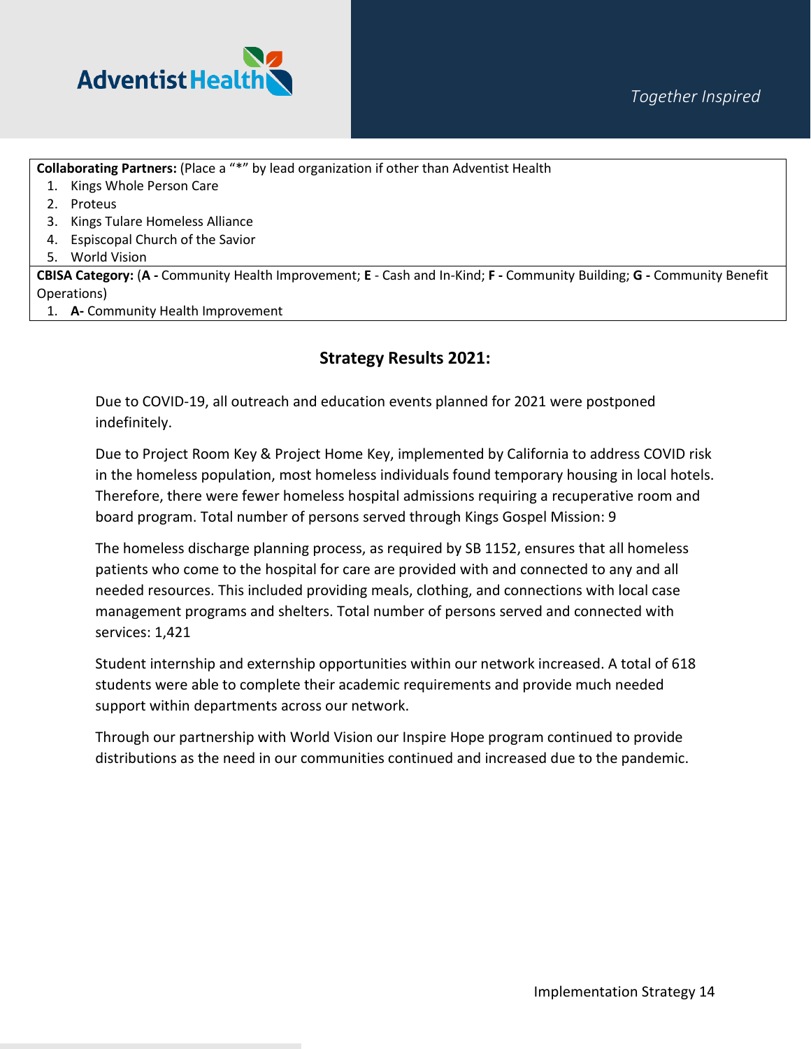**Collaborating Partners:** (Place a "*" by lead organization if other than Adventist Health

1. Kings Whole Person Care
2. Proteus
3. Kings Tulare Homeless Alliance
4. Espiscopal Church of the Savior
5. World Vision

**CBISA Category:** (**A -** Community Health Improvement; **E** - Cash and In-Kind; **F -** Community Building; **G -** Community Benefit Operations)

1. **A-** Community Health Improvement

## Strategy Results 2021:

Due to COVID-19, all outreach and education events planned for 2021 were postponed indefinitely.

Due to Project Room Key & Project Home Key, implemented by California to address COVID risk in the homeless population, most homeless individuals found temporary housing in local hotels. Therefore, there were fewer homeless hospital admissions requiring a recuperative room and board program. Total number of persons served through Kings Gospel Mission: 9

The homeless discharge planning process, as required by SB 1152, ensures that all homeless patients who come to the hospital for care are provided with and connected to any and all needed resources. This included providing meals, clothing, and connections with local case management programs and shelters. Total number of persons served and connected with services: 1,421

Student internship and externship opportunities within our network increased. A total of 618 students were able to complete their academic requirements and provide much needed support within departments across our network.

Through our partnership with World Vision our Inspire Hope program continued to provide distributions as the need in our communities continued and increased due to the pandemic.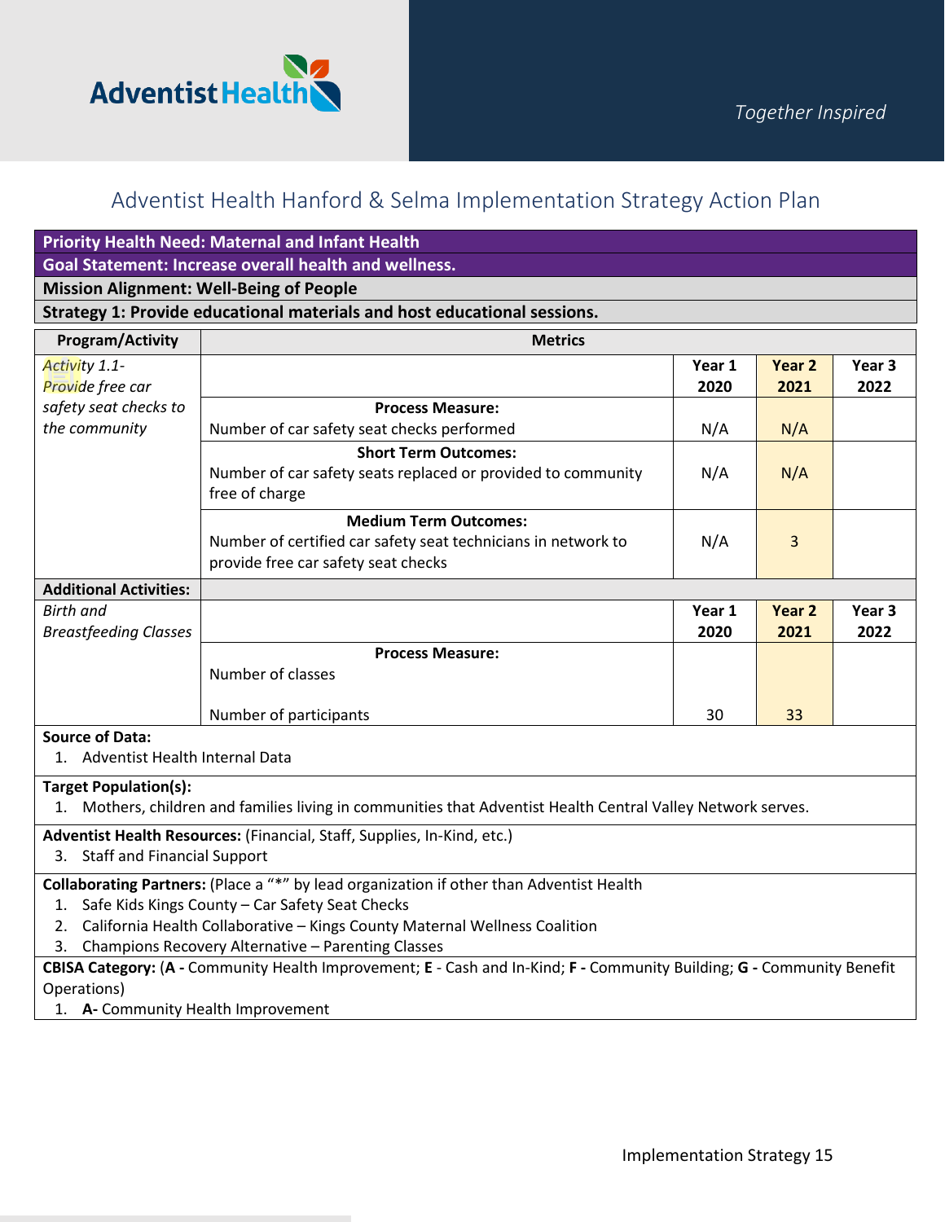# Adventist Health Hanford & Selma Implementation Strategy Action Plan

**Priority Health Need: Maternal and Infant Health**

**Goal Statement: Increase overall health and wellness.**

**Mission Alignment: Well-Being of People**

**Strategy 1: Provide educational materials and host educational sessions.**

| Program/Activity | Metrics | Year 1 2020 | Year 2 2021 | Year 3 2022 |
|---|---|---|---|---|
| *Activity 1.1- Provide free car safety seat checks to the community* | **Process Measure:** Number of car safety seat checks performed | N/A | N/A | |
| | **Short Term Outcomes:** Number of car safety seats replaced or provided to community free of charge | N/A | N/A | |
| | **Medium Term Outcomes:** Number of certified car safety seat technicians in network to provide free car safety seat checks | N/A | 3 | |
| **Additional Activities:** | | | | |
| *Birth and Breastfeeding Classes* | **Process Measure:** Number of classes | | | |
| | Number of participants | 30 | 33 | |

**Source of Data:**
1. Adventist Health Internal Data

**Target Population(s):**
1. Mothers, children and families living in communities that Adventist Health Central Valley Network serves.

**Adventist Health Resources:** (Financial, Staff, Supplies, In-Kind, etc.)
3. Staff and Financial Support

**Collaborating Partners:** (Place a "*" by lead organization if other than Adventist Health
1. Safe Kids Kings County – Car Safety Seat Checks
2. California Health Collaborative – Kings County Maternal Wellness Coalition
3. Champions Recovery Alternative – Parenting Classes

**CBISA Category:** (**A -** Community Health Improvement; **E** - Cash and In-Kind; **F -** Community Building; **G -** Community Benefit Operations)
1. **A-** Community Health Improvement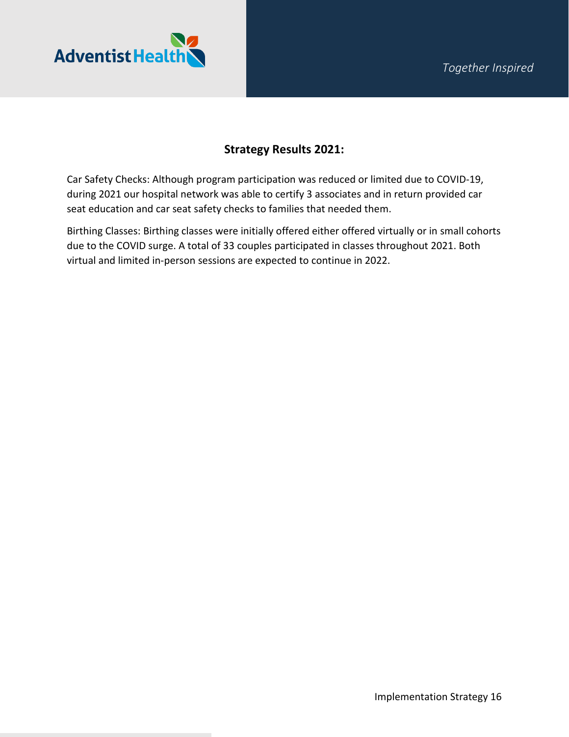## Strategy Results 2021:

Car Safety Checks: Although program participation was reduced or limited due to COVID-19, during 2021 our hospital network was able to certify 3 associates and in return provided car seat education and car seat safety checks to families that needed them.

Birthing Classes: Birthing classes were initially offered either offered virtually or in small cohorts due to the COVID surge. A total of 33 couples participated in classes throughout 2021. Both virtual and limited in-person sessions are expected to continue in 2022.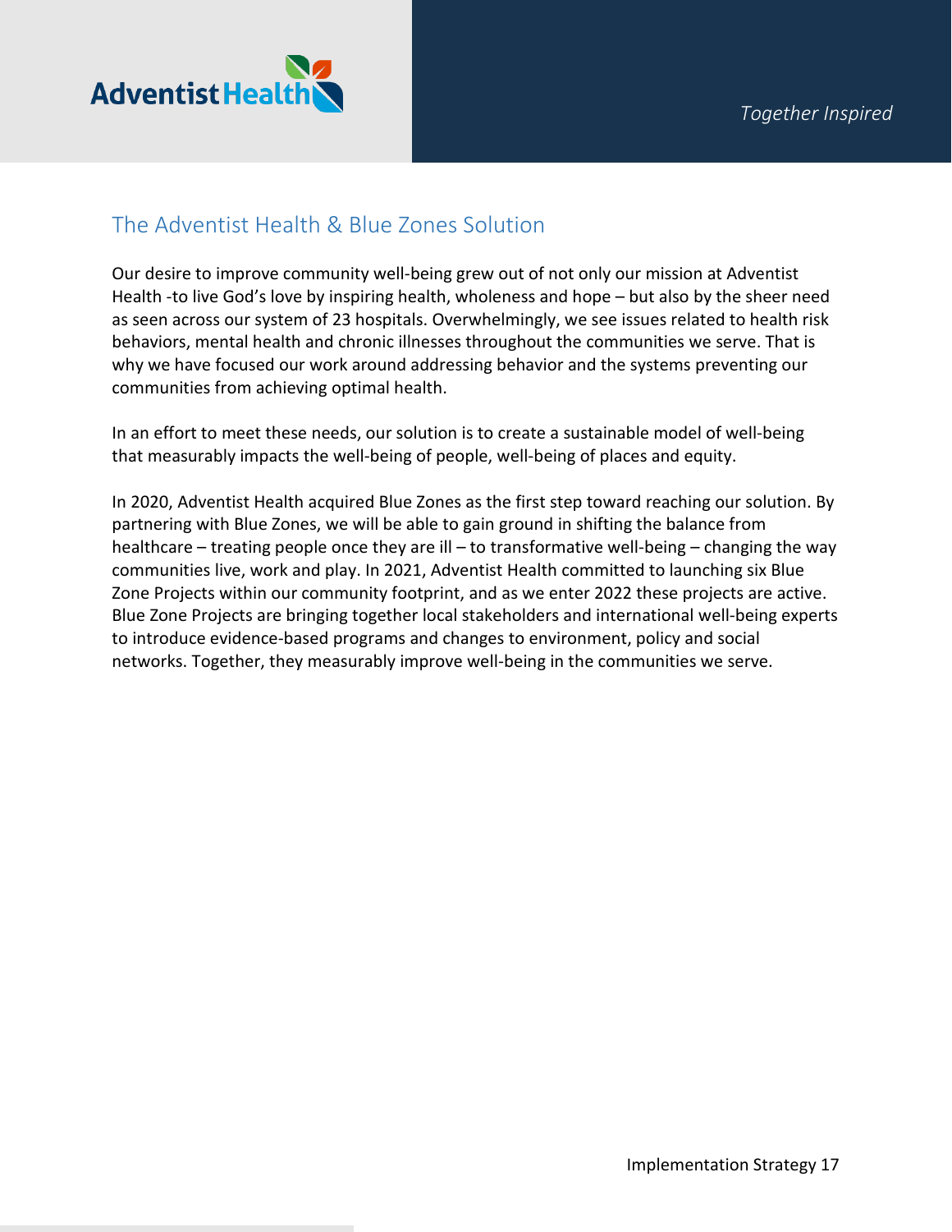## The Adventist Health & Blue Zones Solution

Our desire to improve community well-being grew out of not only our mission at Adventist Health -to live God's love by inspiring health, wholeness and hope – but also by the sheer need as seen across our system of 23 hospitals. Overwhelmingly, we see issues related to health risk behaviors, mental health and chronic illnesses throughout the communities we serve. That is why we have focused our work around addressing behavior and the systems preventing our communities from achieving optimal health.

In an effort to meet these needs, our solution is to create a sustainable model of well-being that measurably impacts the well-being of people, well-being of places and equity.

In 2020, Adventist Health acquired Blue Zones as the first step toward reaching our solution. By partnering with Blue Zones, we will be able to gain ground in shifting the balance from healthcare – treating people once they are ill – to transformative well-being – changing the way communities live, work and play. In 2021, Adventist Health committed to launching six Blue Zone Projects within our community footprint, and as we enter 2022 these projects are active. Blue Zone Projects are bringing together local stakeholders and international well-being experts to introduce evidence-based programs and changes to environment, policy and social networks. Together, they measurably improve well-being in the communities we serve.